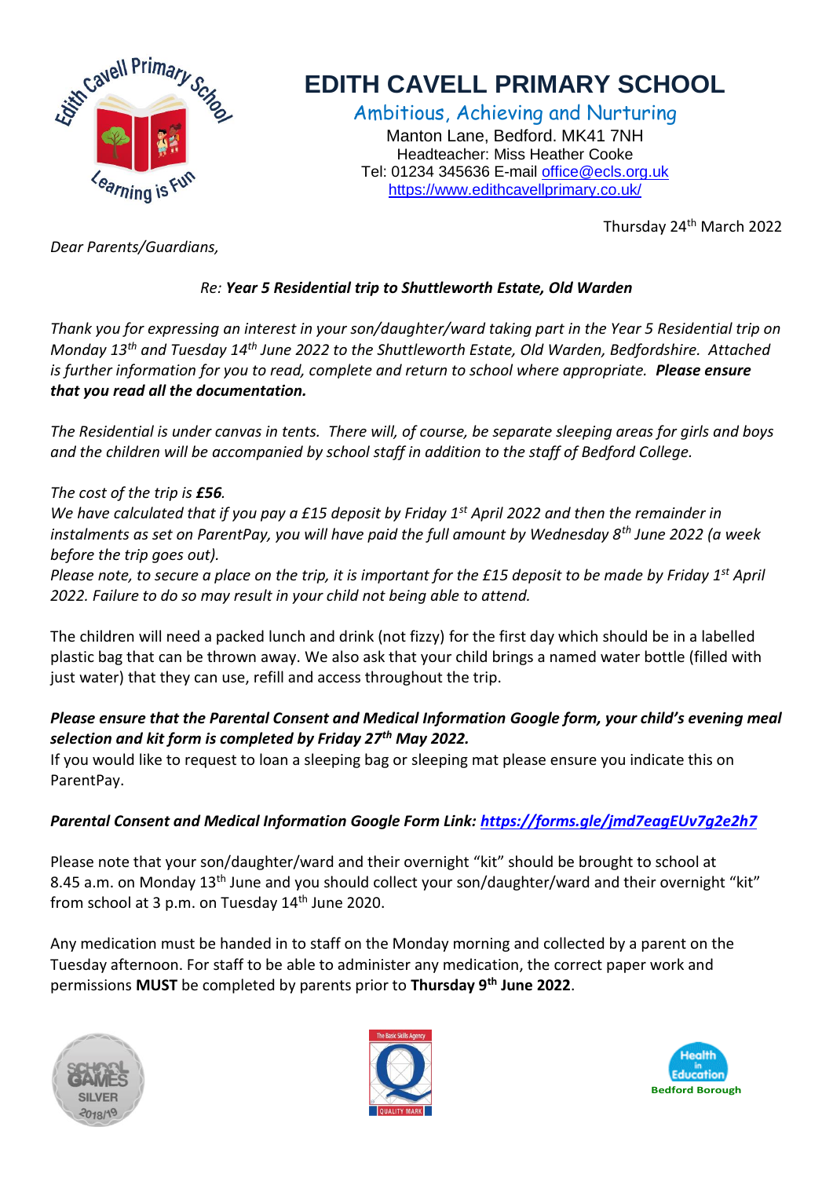# EDITH CAVELL PRIMARY SCHOOL

Ambitious, Achieving and Nurturing

Manton Lane, Bedford. MK41 7NH
Headteacher: Miss Heather Cooke
Tel: 01234 345636 E-mail office@ecls.org.uk
https://www.edithcavellprimary.co.uk/

Thursday 24th March 2022

*Dear Parents/Guardians,*

*Re:* ***Year 5 Residential trip to Shuttleworth Estate, Old Warden***

*Thank you for expressing an interest in your son/daughter/ward taking part in the Year 5 Residential trip on Monday 13th and Tuesday 14th June 2022 to the Shuttleworth Estate, Old Warden, Bedfordshire. Attached is further information for you to read, complete and return to school where appropriate.* ***Please ensure that you read all the documentation.***

*The Residential is under canvas in tents. There will, of course, be separate sleeping areas for girls and boys and the children will be accompanied by school staff in addition to the staff of Bedford College.*

*The cost of the trip is* ***£56****.*
*We have calculated that if you pay a £15 deposit by Friday 1st April 2022 and then the remainder in instalments as set on ParentPay, you will have paid the full amount by Wednesday 8th June 2022 (a week before the trip goes out).*
*Please note, to secure a place on the trip, it is important for the £15 deposit to be made by Friday 1st April 2022. Failure to do so may result in your child not being able to attend.*

The children will need a packed lunch and drink (not fizzy) for the first day which should be in a labelled plastic bag that can be thrown away. We also ask that your child brings a named water bottle (filled with just water) that they can use, refill and access throughout the trip.

***Please ensure that the Parental Consent and Medical Information Google form, your child's evening meal selection and kit form is completed by Friday 27th May 2022.***
If you would like to request to loan a sleeping bag or sleeping mat please ensure you indicate this on ParentPay.

***Parental Consent and Medical Information Google Form Link: https://forms.gle/jmd7eagEUv7g2e2h7***

Please note that your son/daughter/ward and their overnight "kit" should be brought to school at 8.45 a.m. on Monday 13th June and you should collect your son/daughter/ward and their overnight "kit" from school at 3 p.m. on Tuesday 14th June 2020.

Any medication must be handed in to staff on the Monday morning and collected by a parent on the Tuesday afternoon. For staff to be able to administer any medication, the correct paper work and permissions **MUST** be completed by parents prior to **Thursday 9th June 2022**.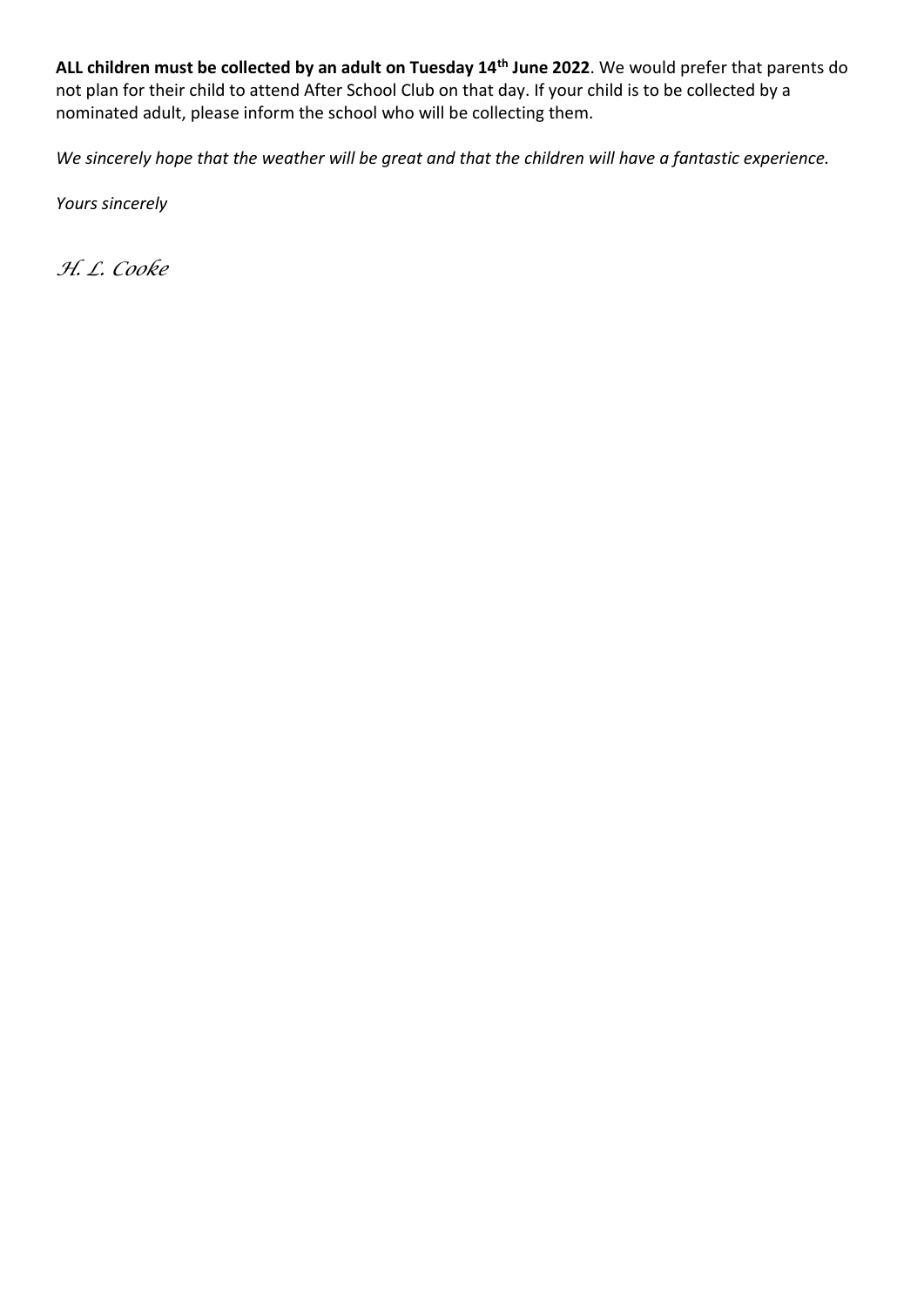**ALL children must be collected by an adult on Tuesday 14th June 2022**. We would prefer that parents do not plan for their child to attend After School Club on that day. If your child is to be collected by a nominated adult, please inform the school who will be collecting them.

*We sincerely hope that the weather will be great and that the children will have a fantastic experience.*

*Yours sincerely*

*H. L. Cooke*